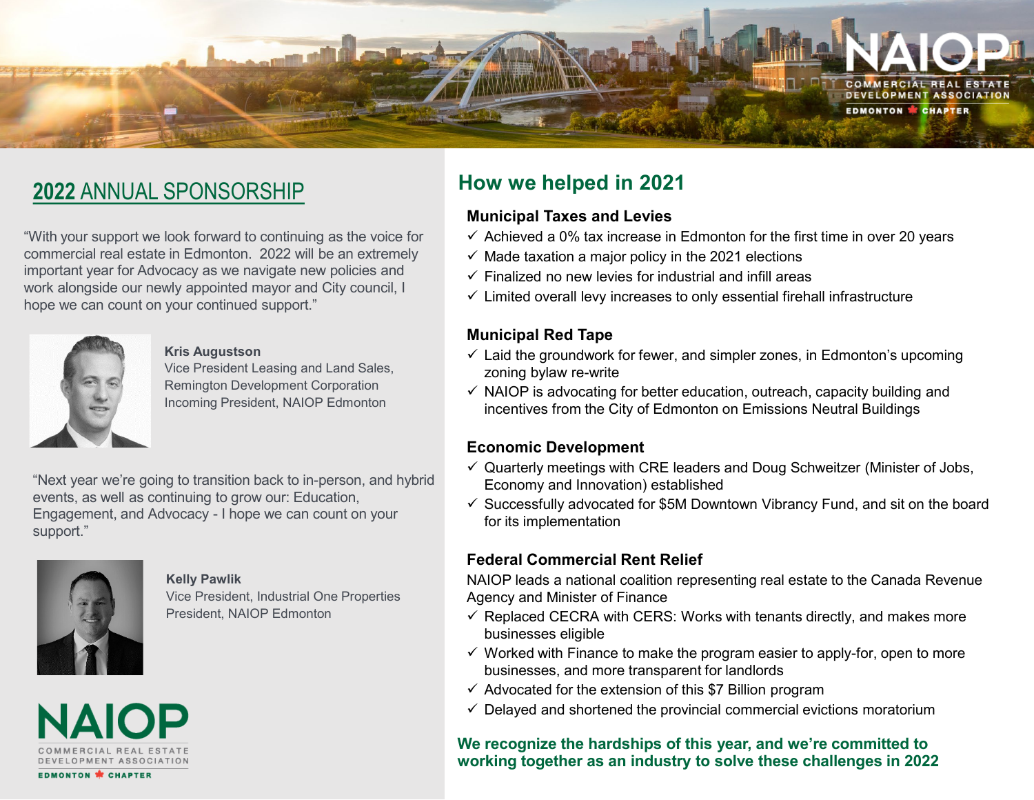NAIOP COMMERCIAL REAL ESTATE DEVELOPMENT ASSOCIATION EDMONTON CHAPTER

## 2022 ANNUAL SPONSORSHIP

"With your support we look forward to continuing as the voice for commercial real estate in Edmonton. 2022 will be an extremely important year for Advocacy as we navigate new policies and work alongside our newly appointed mayor and City council, I hope we can count on your continued support."

**Kris Augustson**
Vice President Leasing and Land Sales, Remington Development Corporation
Incoming President, NAIOP Edmonton

"Next year we're going to transition back to in-person, and hybrid events, as well as continuing to grow our: Education, Engagement, and Advocacy - I hope we can count on your support."

**Kelly Pawlik**
Vice President, Industrial One Properties
President, NAIOP Edmonton

NAIOP COMMERCIAL REAL ESTATE DEVELOPMENT ASSOCIATION EDMONTON CHAPTER

## How we helped in 2021

### Municipal Taxes and Levies

- ✓ Achieved a 0% tax increase in Edmonton for the first time in over 20 years
- ✓ Made taxation a major policy in the 2021 elections
- ✓ Finalized no new levies for industrial and infill areas
- ✓ Limited overall levy increases to only essential firehall infrastructure

### Municipal Red Tape

- ✓ Laid the groundwork for fewer, and simpler zones, in Edmonton's upcoming zoning bylaw re-write
- ✓ NAIOP is advocating for better education, outreach, capacity building and incentives from the City of Edmonton on Emissions Neutral Buildings

### Economic Development

- ✓ Quarterly meetings with CRE leaders and Doug Schweitzer (Minister of Jobs, Economy and Innovation) established
- ✓ Successfully advocated for $5M Downtown Vibrancy Fund, and sit on the board for its implementation

### Federal Commercial Rent Relief

NAIOP leads a national coalition representing real estate to the Canada Revenue Agency and Minister of Finance

- ✓ Replaced CECRA with CERS: Works with tenants directly, and makes more businesses eligible
- ✓ Worked with Finance to make the program easier to apply-for, open to more businesses, and more transparent for landlords
- ✓ Advocated for the extension of this $7 Billion program
- ✓ Delayed and shortened the provincial commercial evictions moratorium

**We recognize the hardships of this year, and we're committed to working together as an industry to solve these challenges in 2022**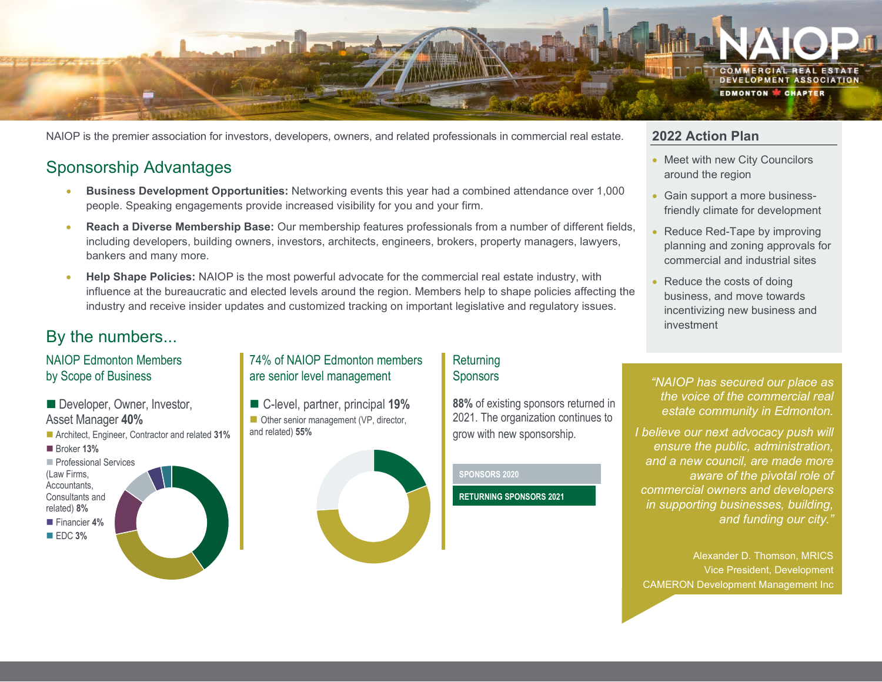NAIOP COMMERCIAL REAL ESTATE DEVELOPMENT ASSOCIATION EDMONTON CHAPTER

NAIOP is the premier association for investors, developers, owners, and related professionals in commercial real estate.

## Sponsorship Advantages

- **Business Development Opportunities:** Networking events this year had a combined attendance over 1,000 people. Speaking engagements provide increased visibility for you and your firm.
- **Reach a Diverse Membership Base:** Our membership features professionals from a number of different fields, including developers, building owners, investors, architects, engineers, brokers, property managers, lawyers, bankers and many more.
- **Help Shape Policies:** NAIOP is the most powerful advocate for the commercial real estate industry, with influence at the bureaucratic and elected levels around the region. Members help to shape policies affecting the industry and receive insider updates and customized tracking on important legislative and regulatory issues.

## By the numbers...

### NAIOP Edmonton Members by Scope of Business

- Developer, Owner, Investor, Asset Manager **40%**
- Architect, Engineer, Contractor and related **31%**
- Broker **13%**
- Professional Services (Law Firms, Accountants, Consultants and related) **8%**
- Financier **4%**
- EDC **3%**

### 74% of NAIOP Edmonton members are senior level management

- C-level, partner, principal **19%**
- Other senior management (VP, director, and related) **55%**

### Returning Sponsors

**88%** of existing sponsors returned in 2021. The organization continues to grow with new sponsorship.

SPONSORS 2020

RETURNING SPONSORS 2021

## 2022 Action Plan

- Meet with new City Councilors around the region
- Gain support a more business-friendly climate for development
- Reduce Red-Tape by improving planning and zoning approvals for commercial and industrial sites
- Reduce the costs of doing business, and move towards incentivizing new business and investment

*"NAIOP has secured our place as the voice of the commercial real estate community in Edmonton.*

*I believe our next advocacy push will ensure the public, administration, and a new council, are made more aware of the pivotal role of commercial owners and developers in supporting businesses, building, and funding our city."*

Alexander D. Thomson, MRICS
Vice President, Development
CAMERON Development Management Inc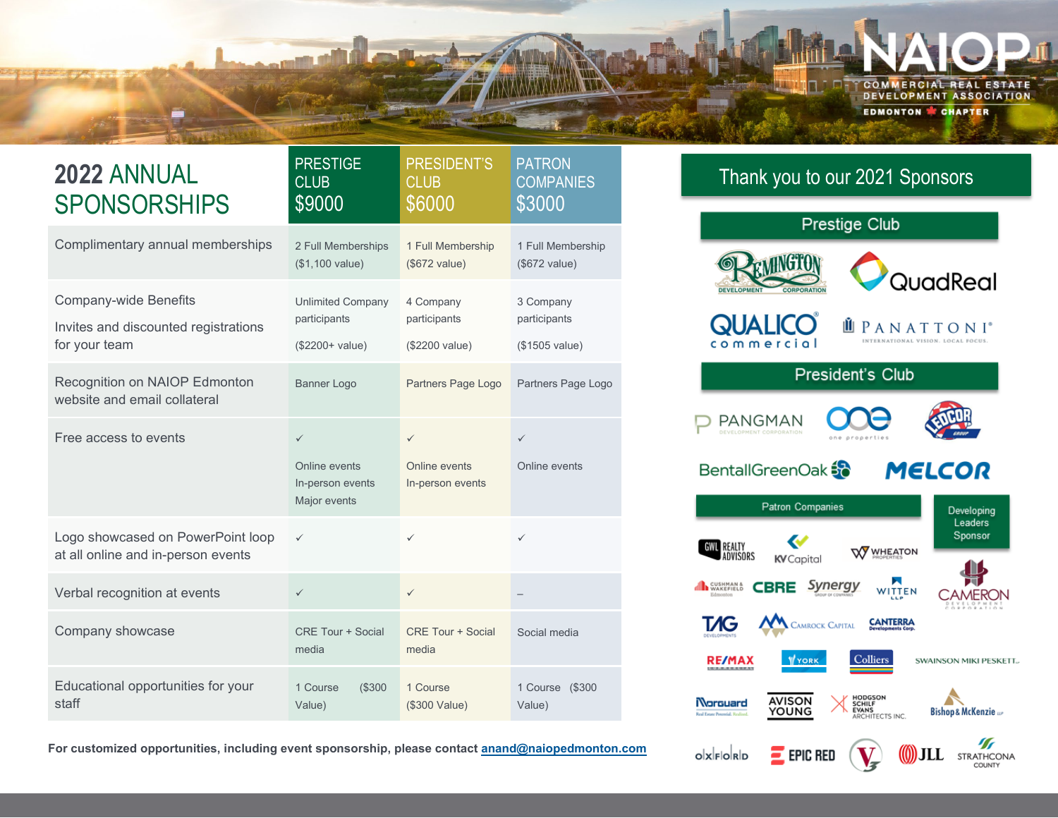NAIOP
COMMERCIAL REAL ESTATE DEVELOPMENT ASSOCIATION
EDMONTON CHAPTER

# 2022 ANNUAL SPONSORSHIPS

| | PRESTIGE CLUB $9000 | PRESIDENT'S CLUB $6000 | PATRON COMPANIES $3000 |
|---|---|---|---|
| Complimentary annual memberships | 2 Full Memberships ($1,100 value) | 1 Full Membership ($672 value) | 1 Full Membership ($672 value) |
| Company-wide Benefits<br>Invites and discounted registrations for your team | Unlimited Company participants<br>($2200+ value) | 4 Company participants<br>($2200 value) | 3 Company participants<br>($1505 value) |
| Recognition on NAIOP Edmonton website and email collateral | Banner Logo | Partners Page Logo | Partners Page Logo |
| Free access to events | ✓<br>Online events<br>In-person events<br>Major events | ✓<br>Online events<br>In-person events | ✓<br>Online events |
| Logo showcased on PowerPoint loop at all online and in-person events | ✓ | ✓ | ✓ |
| Verbal recognition at events | ✓ | ✓ | – |
| Company showcase | CRE Tour + Social media | CRE Tour + Social media | Social media |
| Educational opportunities for your staff | 1 Course ($300 Value) | 1 Course ($300 Value) | 1 Course ($300 Value) |

**For customized opportunities, including event sponsorship, please contact anand@naiopedmonton.com**

## Thank you to our 2021 Sponsors

### Prestige Club

Remington Development Corporation, QuadReal, Qualico Commercial, Panattoni

### President's Club

Pangman Development Corporation, One Properties, Ledcor Group, BentallGreenOak, Melcor

### Patron Companies

GWL Realty Advisors, KV Capital, Wheaton Properties, Cushman & Wakefield Edmonton, CBRE, Synergy, Witten LLP, TAG Developments, Camrock Capital, Canterra Developments Corp., RE/MAX Commercial, York, Colliers, Swainson Miki Peskett, Morguard, Avison Young, Hodgson Schilf Evans Architects Inc., Bishop & McKenzie LLP, Oxford, Epic Red, V3, JLL, Strathcona County

### Developing Leaders Sponsor

Cameron Development Corporation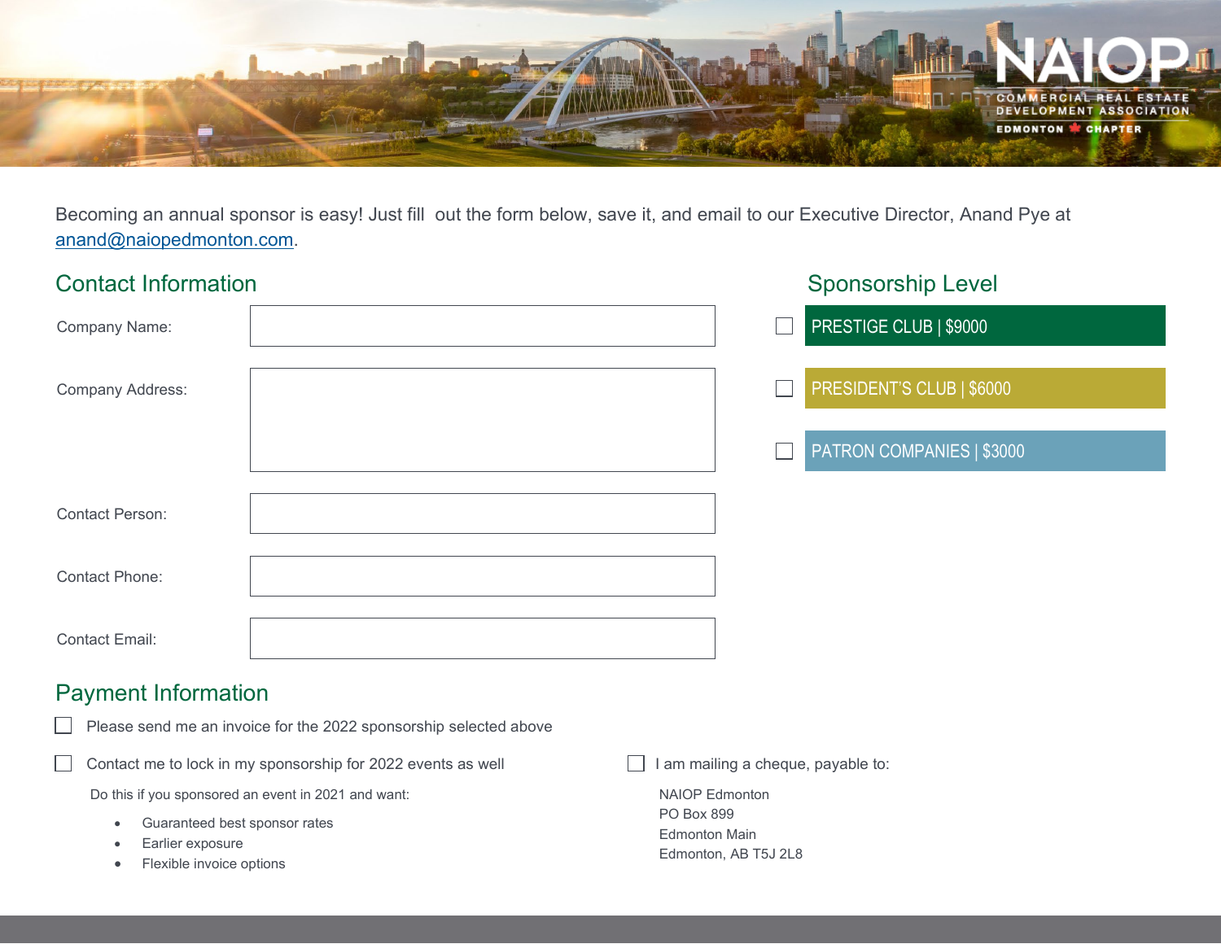NAIOP COMMERCIAL REAL ESTATE DEVELOPMENT ASSOCIATION EDMONTON CHAPTER

Becoming an annual sponsor is easy! Just fill out the form below, save it, and email to our Executive Director, Anand Pye at anand@naiopedmonton.com.

## Contact Information

Company Name:

Company Address:

Contact Person:

Contact Phone:

Contact Email:

## Sponsorship Level

- ☐ PRESTIGE CLUB | $9000
- ☐ PRESIDENT'S CLUB | $6000
- ☐ PATRON COMPANIES | $3000

## Payment Information

☐ Please send me an invoice for the 2022 sponsorship selected above

☐ Contact me to lock in my sponsorship for 2022 events as well

Do this if you sponsored an event in 2021 and want:

- Guaranteed best sponsor rates
- Earlier exposure
- Flexible invoice options

☐ I am mailing a cheque, payable to:

NAIOP Edmonton
PO Box 899
Edmonton Main
Edmonton, AB T5J 2L8